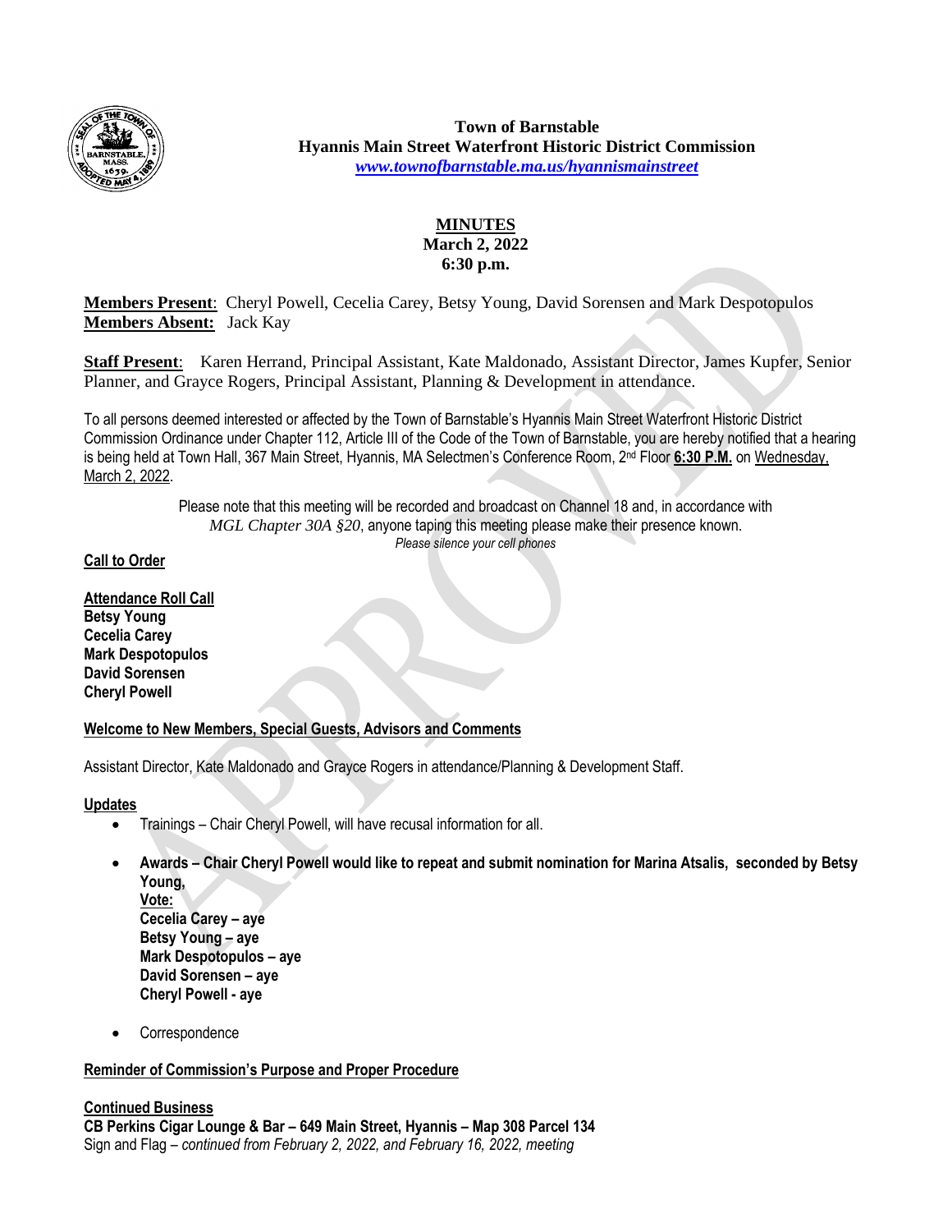**Town of Barnstable**
**Hyannis Main Street Waterfront Historic District Commission**
*www.townofbarnstable.ma.us/hyannismainstreet*

**MINUTES**
**March 2, 2022**
**6:30 p.m.**

**Members Present**: Cheryl Powell, Cecelia Carey, Betsy Young, David Sorensen and Mark Despotopulos
**Members Absent:** Jack Kay

**Staff Present**: Karen Herrand, Principal Assistant, Kate Maldonado, Assistant Director, James Kupfer, Senior Planner, and Grayce Rogers, Principal Assistant, Planning & Development in attendance.

To all persons deemed interested or affected by the Town of Barnstable's Hyannis Main Street Waterfront Historic District Commission Ordinance under Chapter 112, Article III of the Code of the Town of Barnstable, you are hereby notified that a hearing is being held at Town Hall, 367 Main Street, Hyannis, MA Selectmen's Conference Room, 2nd Floor **6:30 P.M.** on Wednesday, March 2, 2022.

Please note that this meeting will be recorded and broadcast on Channel 18 and, in accordance with *MGL Chapter 30A §20*, anyone taping this meeting please make their presence known.
*Please silence your cell phones*

**Call to Order**

**Attendance Roll Call**
**Betsy Young**
**Cecelia Carey**
**Mark Despotopulos**
**David Sorensen**
**Cheryl Powell**

**Welcome to New Members, Special Guests, Advisors and Comments**

Assistant Director, Kate Maldonado and Grayce Rogers in attendance/Planning & Development Staff.

**Updates**

- Trainings – Chair Cheryl Powell, will have recusal information for all.
- **Awards – Chair Cheryl Powell would like to repeat and submit nomination for Marina Atsalis, seconded by Betsy Young,**
  **Vote:**
  **Cecelia Carey – aye**
  **Betsy Young – aye**
  **Mark Despotopulos – aye**
  **David Sorensen – aye**
  **Cheryl Powell - aye**
- Correspondence

**Reminder of Commission's Purpose and Proper Procedure**

**Continued Business**
**CB Perkins Cigar Lounge & Bar – 649 Main Street, Hyannis – Map 308 Parcel 134**
Sign and Flag – *continued from February 2, 2022, and February 16, 2022, meeting*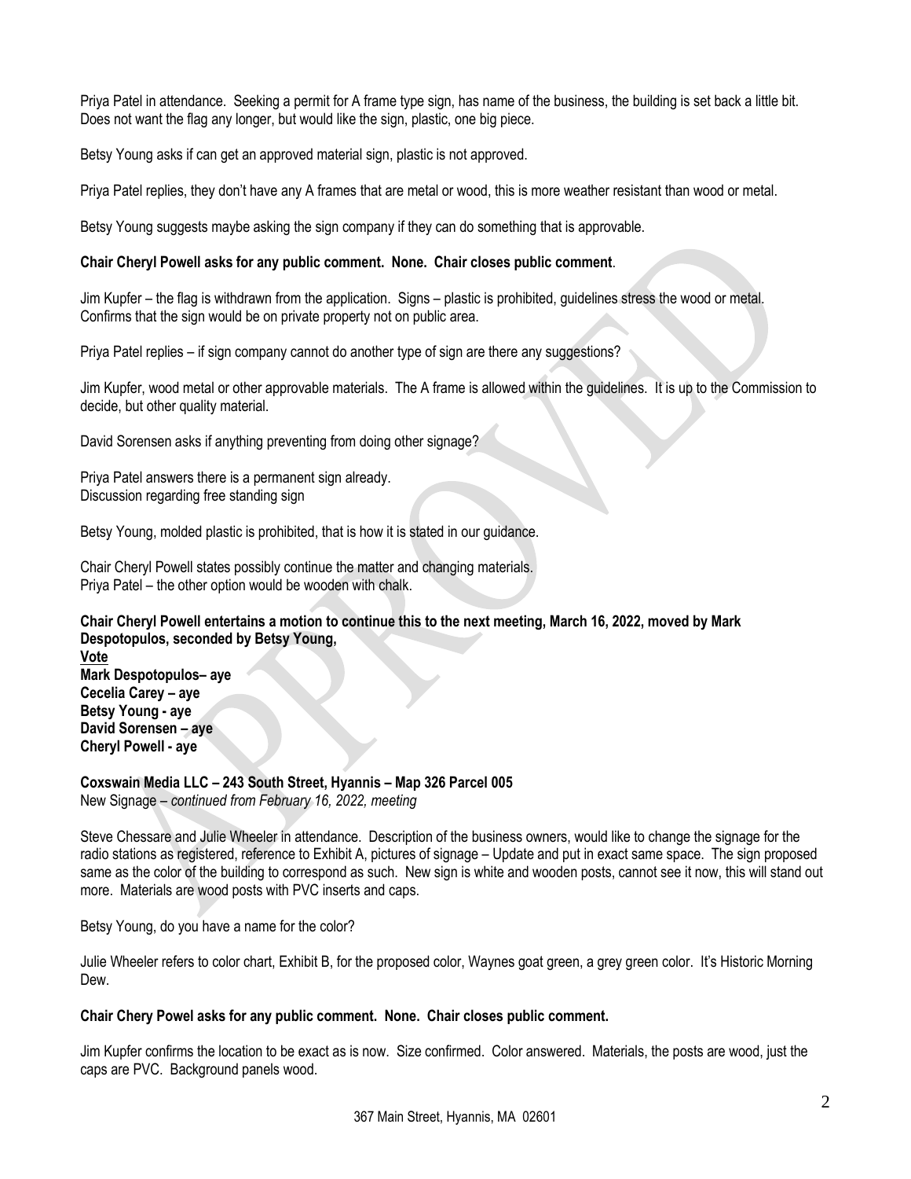Priya Patel in attendance. Seeking a permit for A frame type sign, has name of the business, the building is set back a little bit. Does not want the flag any longer, but would like the sign, plastic, one big piece.

Betsy Young asks if can get an approved material sign, plastic is not approved.

Priya Patel replies, they don't have any A frames that are metal or wood, this is more weather resistant than wood or metal.

Betsy Young suggests maybe asking the sign company if they can do something that is approvable.

**Chair Cheryl Powell asks for any public comment. None. Chair closes public comment**.

Jim Kupfer – the flag is withdrawn from the application. Signs – plastic is prohibited, guidelines stress the wood or metal. Confirms that the sign would be on private property not on public area.

Priya Patel replies – if sign company cannot do another type of sign are there any suggestions?

Jim Kupfer, wood metal or other approvable materials. The A frame is allowed within the guidelines. It is up to the Commission to decide, but other quality material.

David Sorensen asks if anything preventing from doing other signage?

Priya Patel answers there is a permanent sign already.
Discussion regarding free standing sign

Betsy Young, molded plastic is prohibited, that is how it is stated in our guidance.

Chair Cheryl Powell states possibly continue the matter and changing materials.
Priya Patel – the other option would be wooden with chalk.

**Chair Cheryl Powell entertains a motion to continue this to the next meeting, March 16, 2022, moved by Mark Despotopulos, seconded by Betsy Young,**
**<u>Vote</u>**
**Mark Despotopulos– aye**
**Cecelia Carey – aye**
**Betsy Young - aye**
**David Sorensen – aye**
**Cheryl Powell - aye**

**Coxswain Media LLC – 243 South Street, Hyannis – Map 326 Parcel 005**
New Signage – *continued from February 16, 2022, meeting*

Steve Chessare and Julie Wheeler in attendance. Description of the business owners, would like to change the signage for the radio stations as registered, reference to Exhibit A, pictures of signage – Update and put in exact same space. The sign proposed same as the color of the building to correspond as such. New sign is white and wooden posts, cannot see it now, this will stand out more. Materials are wood posts with PVC inserts and caps.

Betsy Young, do you have a name for the color?

Julie Wheeler refers to color chart, Exhibit B, for the proposed color, Waynes goat green, a grey green color. It's Historic Morning Dew.

**Chair Chery Powel asks for any public comment. None. Chair closes public comment.**

Jim Kupfer confirms the location to be exact as is now. Size confirmed. Color answered. Materials, the posts are wood, just the caps are PVC. Background panels wood.

367 Main Street, Hyannis, MA 02601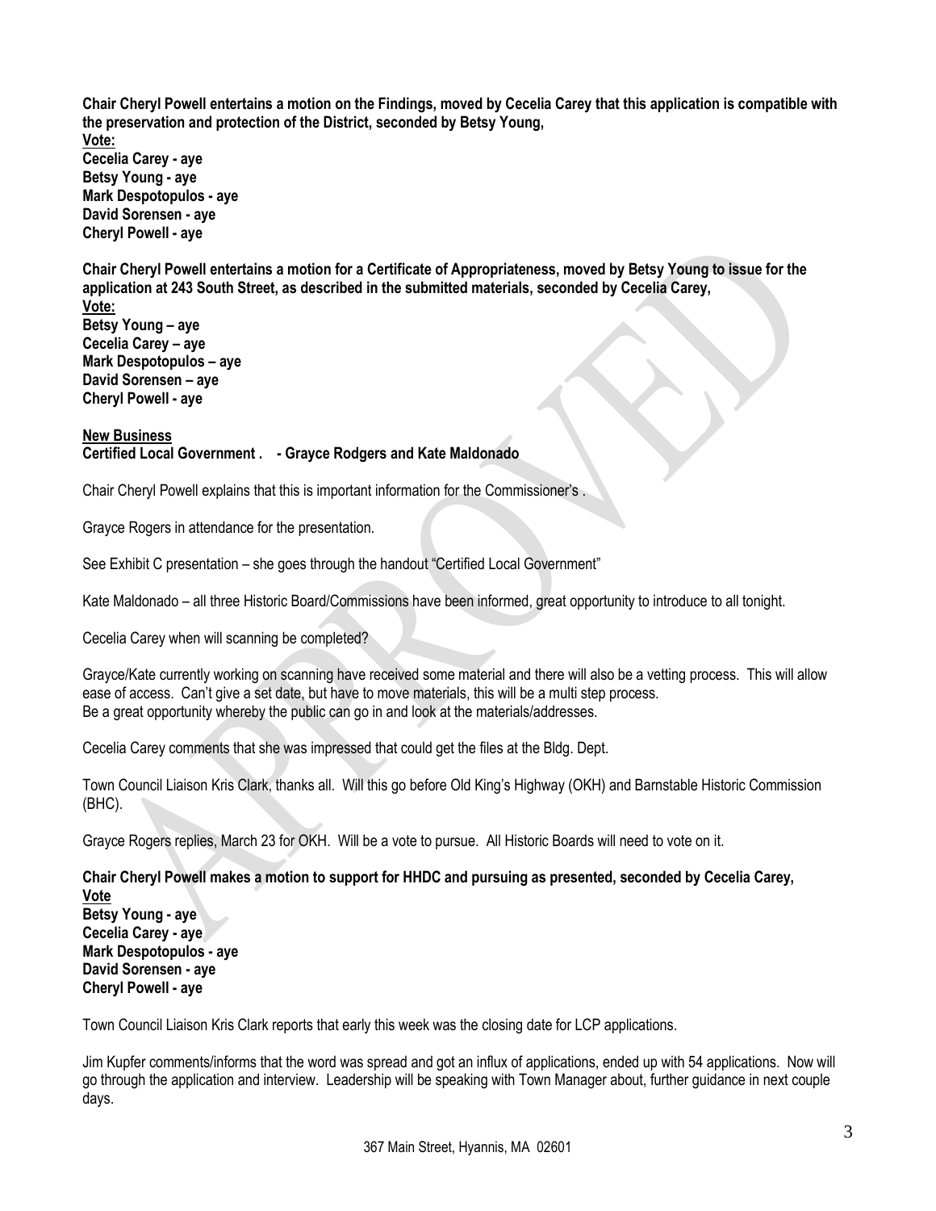**Chair Cheryl Powell entertains a motion on the Findings, moved by Cecelia Carey that this application is compatible with the preservation and protection of the District, seconded by Betsy Young,**
**Vote:**
**Cecelia Carey - aye**
**Betsy Young - aye**
**Mark Despotopulos - aye**
**David Sorensen - aye**
**Cheryl Powell - aye**

**Chair Cheryl Powell entertains a motion for a Certificate of Appropriateness, moved by Betsy Young to issue for the application at 243 South Street, as described in the submitted materials, seconded by Cecelia Carey,**
**Vote:**
**Betsy Young – aye**
**Cecelia Carey – aye**
**Mark Despotopulos – aye**
**David Sorensen – aye**
**Cheryl Powell - aye**

**New Business**
**Certified Local Government . - Grayce Rodgers and Kate Maldonado**

Chair Cheryl Powell explains that this is important information for the Commissioner's .

Grayce Rogers in attendance for the presentation.

See Exhibit C presentation – she goes through the handout "Certified Local Government"

Kate Maldonado – all three Historic Board/Commissions have been informed, great opportunity to introduce to all tonight.

Cecelia Carey when will scanning be completed?

Grayce/Kate currently working on scanning have received some material and there will also be a vetting process. This will allow ease of access. Can't give a set date, but have to move materials, this will be a multi step process.
Be a great opportunity whereby the public can go in and look at the materials/addresses.

Cecelia Carey comments that she was impressed that could get the files at the Bldg. Dept.

Town Council Liaison Kris Clark, thanks all. Will this go before Old King's Highway (OKH) and Barnstable Historic Commission (BHC).

Grayce Rogers replies, March 23 for OKH. Will be a vote to pursue. All Historic Boards will need to vote on it.

**Chair Cheryl Powell makes a motion to support for HHDC and pursuing as presented, seconded by Cecelia Carey,**
**Vote**
**Betsy Young - aye**
**Cecelia Carey - aye**
**Mark Despotopulos - aye**
**David Sorensen - aye**
**Cheryl Powell - aye**

Town Council Liaison Kris Clark reports that early this week was the closing date for LCP applications.

Jim Kupfer comments/informs that the word was spread and got an influx of applications, ended up with 54 applications. Now will go through the application and interview. Leadership will be speaking with Town Manager about, further guidance in next couple days.

367 Main Street, Hyannis, MA 02601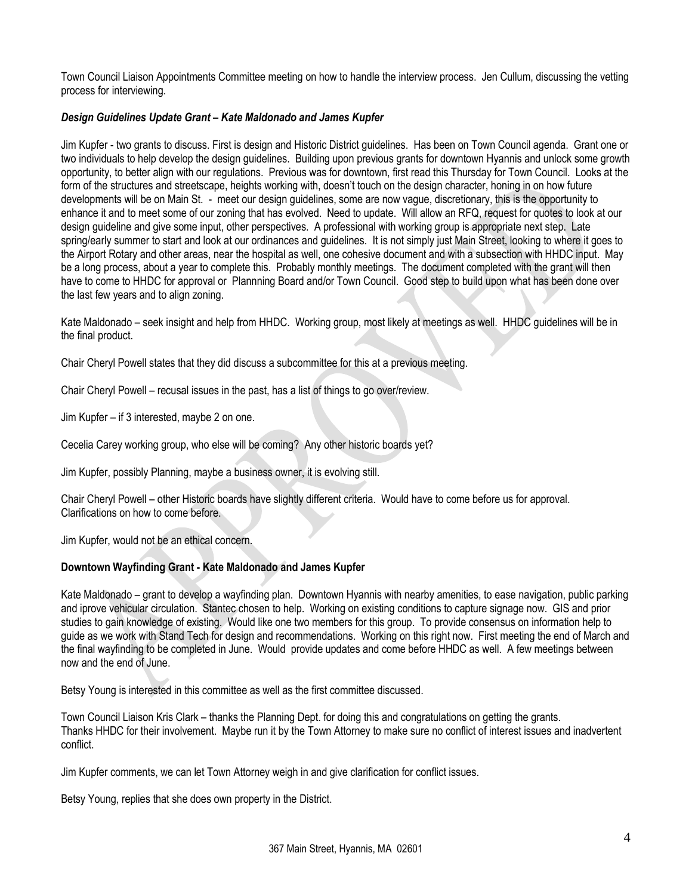Town Council Liaison Appointments Committee meeting on how to handle the interview process. Jen Cullum, discussing the vetting process for interviewing.

***Design Guidelines Update Grant – Kate Maldonado and James Kupfer***

Jim Kupfer - two grants to discuss. First is design and Historic District guidelines. Has been on Town Council agenda. Grant one or two individuals to help develop the design guidelines. Building upon previous grants for downtown Hyannis and unlock some growth opportunity, to better align with our regulations. Previous was for downtown, first read this Thursday for Town Council. Looks at the form of the structures and streetscape, heights working with, doesn't touch on the design character, honing in on how future developments will be on Main St. - meet our design guidelines, some are now vague, discretionary, this is the opportunity to enhance it and to meet some of our zoning that has evolved. Need to update. Will allow an RFQ, request for quotes to look at our design guideline and give some input, other perspectives. A professional with working group is appropriate next step. Late spring/early summer to start and look at our ordinances and guidelines. It is not simply just Main Street, looking to where it goes to the Airport Rotary and other areas, near the hospital as well, one cohesive document and with a subsection with HHDC input. May be a long process, about a year to complete this. Probably monthly meetings. The document completed with the grant will then have to come to HHDC for approval or Plannning Board and/or Town Council. Good step to build upon what has been done over the last few years and to align zoning.

Kate Maldonado – seek insight and help from HHDC. Working group, most likely at meetings as well. HHDC guidelines will be in the final product.

Chair Cheryl Powell states that they did discuss a subcommittee for this at a previous meeting.

Chair Cheryl Powell – recusal issues in the past, has a list of things to go over/review.

Jim Kupfer – if 3 interested, maybe 2 on one.

Cecelia Carey working group, who else will be coming? Any other historic boards yet?

Jim Kupfer, possibly Planning, maybe a business owner, it is evolving still.

Chair Cheryl Powell – other Historic boards have slightly different criteria. Would have to come before us for approval. Clarifications on how to come before.

Jim Kupfer, would not be an ethical concern.

**Downtown Wayfinding Grant - Kate Maldonado and James Kupfer**

Kate Maldonado – grant to develop a wayfinding plan. Downtown Hyannis with nearby amenities, to ease navigation, public parking and iprove vehicular circulation. Stantec chosen to help. Working on existing conditions to capture signage now. GIS and prior studies to gain knowledge of existing. Would like one two members for this group. To provide consensus on information help to guide as we work with Stand Tech for design and recommendations. Working on this right now. First meeting the end of March and the final wayfinding to be completed in June. Would provide updates and come before HHDC as well. A few meetings between now and the end of June.

Betsy Young is interested in this committee as well as the first committee discussed.

Town Council Liaison Kris Clark – thanks the Planning Dept. for doing this and congratulations on getting the grants. Thanks HHDC for their involvement. Maybe run it by the Town Attorney to make sure no conflict of interest issues and inadvertent conflict.

Jim Kupfer comments, we can let Town Attorney weigh in and give clarification for conflict issues.

Betsy Young, replies that she does own property in the District.

367 Main Street, Hyannis, MA 02601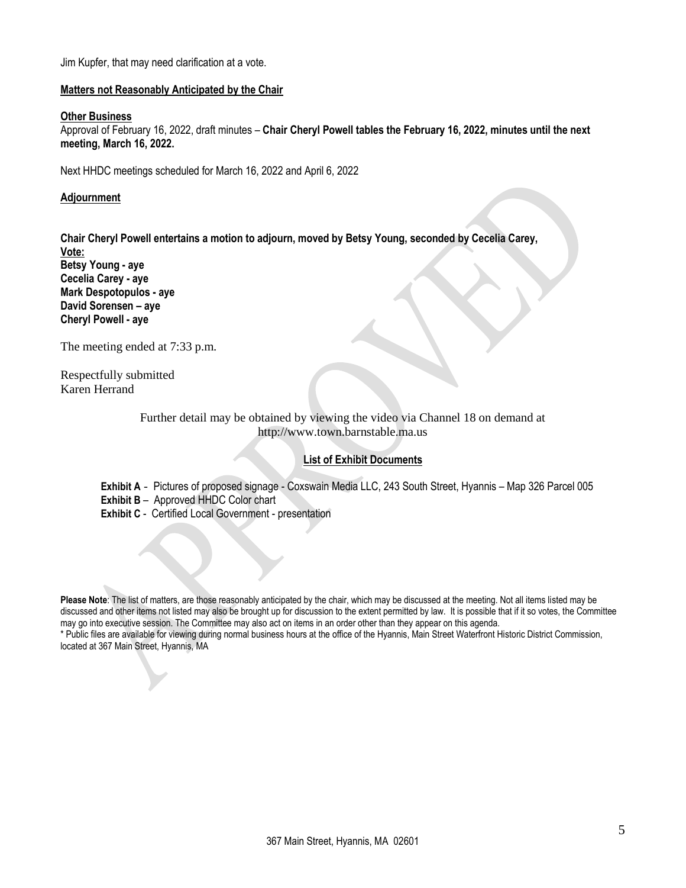Jim Kupfer, that may need clarification at a vote.

**Matters not Reasonably Anticipated by the Chair**

**Other Business**

Approval of February 16, 2022, draft minutes – **Chair Cheryl Powell tables the February 16, 2022, minutes until the next meeting, March 16, 2022.**

Next HHDC meetings scheduled for March 16, 2022 and April 6, 2022

**Adjournment**

**Chair Cheryl Powell entertains a motion to adjourn, moved by Betsy Young, seconded by Cecelia Carey,**
**Vote:**
**Betsy Young - aye**
**Cecelia Carey - aye**
**Mark Despotopulos - aye**
**David Sorensen – aye**
**Cheryl Powell - aye**

The meeting ended at 7:33 p.m.

Respectfully submitted
Karen Herrand

Further detail may be obtained by viewing the video via Channel 18 on demand at http://www.town.barnstable.ma.us

**List of Exhibit Documents**

**Exhibit A** - Pictures of proposed signage - Coxswain Media LLC, 243 South Street, Hyannis – Map 326 Parcel 005
**Exhibit B** – Approved HHDC Color chart
**Exhibit C** - Certified Local Government - presentation

**Please Note**: The list of matters, are those reasonably anticipated by the chair, which may be discussed at the meeting. Not all items listed may be discussed and other items not listed may also be brought up for discussion to the extent permitted by law. It is possible that if it so votes, the Committee may go into executive session. The Committee may also act on items in an order other than they appear on this agenda.
* Public files are available for viewing during normal business hours at the office of the Hyannis, Main Street Waterfront Historic District Commission, located at 367 Main Street, Hyannis, MA

367 Main Street, Hyannis, MA 02601